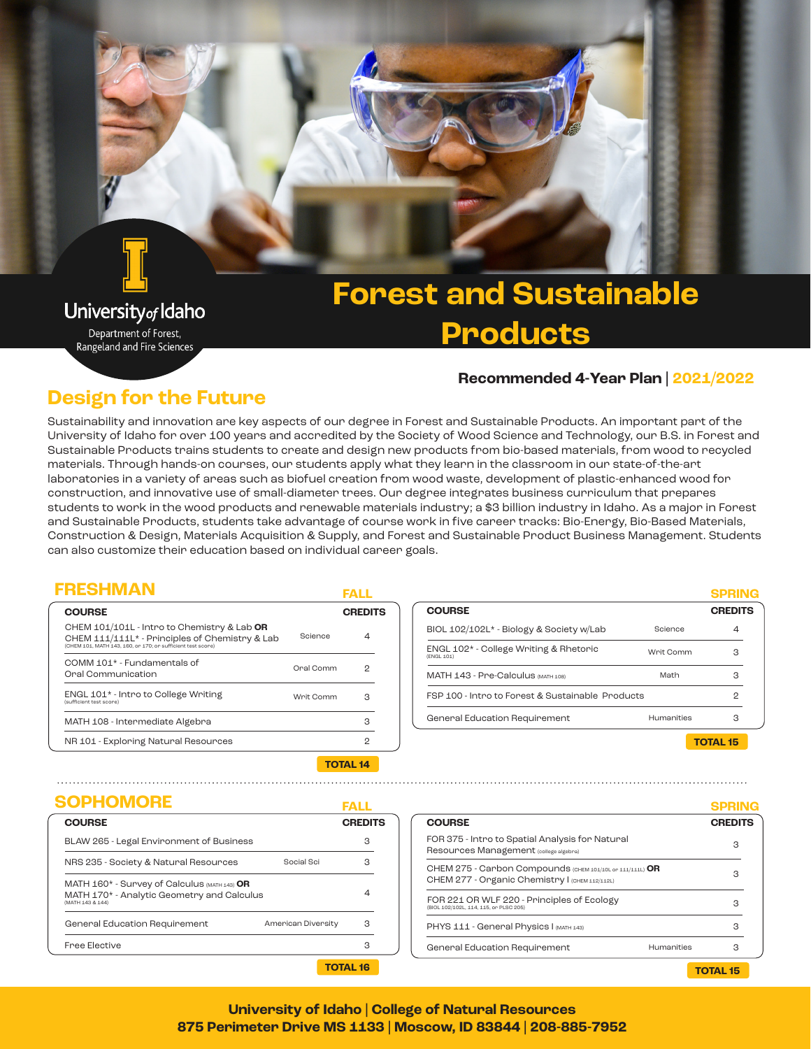University of Idaho
Department of Forest, Rangeland and Fire Sciences

# Forest and Sustainable Products

**Recommended 4-Year Plan | 2021/2022**

## Design for the Future

Sustainability and innovation are key aspects of our degree in Forest and Sustainable Products. An important part of the University of Idaho for over 100 years and accredited by the Society of Wood Science and Technology, our B.S. in Forest and Sustainable Products trains students to create and design new products from bio-based materials, from wood to recycled materials. Through hands-on courses, our students apply what they learn in the classroom in our state-of-the-art laboratories in a variety of areas such as biofuel creation from wood waste, development of plastic-enhanced wood for construction, and innovative use of small-diameter trees. Our degree integrates business curriculum that prepares students to work in the wood products and renewable materials industry; a $3 billion industry in Idaho. As a major in Forest and Sustainable Products, students take advantage of course work in five career tracks: Bio-Energy, Bio-Based Materials, Construction & Design, Materials Acquisition & Supply, and Forest and Sustainable Product Business Management. Students can also customize their education based on individual career goals.

## FRESHMAN

### FALL

| COURSE | | CREDITS |
|---|---|---|
| CHEM 101/101L - Intro to Chemistry & Lab **OR** CHEM 111/111L* - Principles of Chemistry & Lab (CHEM 101, MATH 143, 160, or 170; or sufficient test score) | Science | 4 |
| COMM 101* - Fundamentals of Oral Communication | Oral Comm | 2 |
| ENGL 101* - Intro to College Writing (sufficient test score) | Writ Comm | 3 |
| MATH 108 - Intermediate Algebra | | 3 |
| NR 101 - Exploring Natural Resources | | 2 |
| | | **TOTAL 14** |

### SPRING

| COURSE | | CREDITS |
|---|---|---|
| BIOL 102/102L* - Biology & Society w/Lab | Science | 4 |
| ENGL 102* - College Writing & Rhetoric (ENGL 101) | Writ Comm | 3 |
| MATH 143 - Pre-Calculus (MATH 108) | Math | 3 |
| FSP 100 - Intro to Forest & Sustainable Products | | 2 |
| General Education Requirement | Humanities | 3 |
| | | **TOTAL 15** |

## SOPHOMORE

### FALL

| COURSE | | CREDITS |
|---|---|---|
| BLAW 265 - Legal Environment of Business | | 3 |
| NRS 235 - Society & Natural Resources | Social Sci | 3 |
| MATH 160* - Survey of Calculus (MATH 143) **OR** MATH 170* - Analytic Geometry and Calculus (MATH 143 & 144) | | 4 |
| General Education Requirement | American Diversity | 3 |
| Free Elective | | 3 |
| | | **TOTAL 16** |

### SPRING

| COURSE | | CREDITS |
|---|---|---|
| FOR 375 - Intro to Spatial Analysis for Natural Resources Management (college algebra) | | 3 |
| CHEM 275 - Carbon Compounds (CHEM 101/101L or 111/111L) **OR** CHEM 277 - Organic Chemistry I (CHEM 112/112L) | | 3 |
| FOR 221 OR WLF 220 - Principles of Ecology (BIOL 102/102L, 114, 115, or PLSC 205) | | 3 |
| PHYS 111 - General Physics I (MATH 143) | | 3 |
| General Education Requirement | Humanities | 3 |
| | | **TOTAL 15** |

**University of Idaho | College of Natural Resources**
**875 Perimeter Drive MS 1133 | Moscow, ID 83844 | 208-885-7952**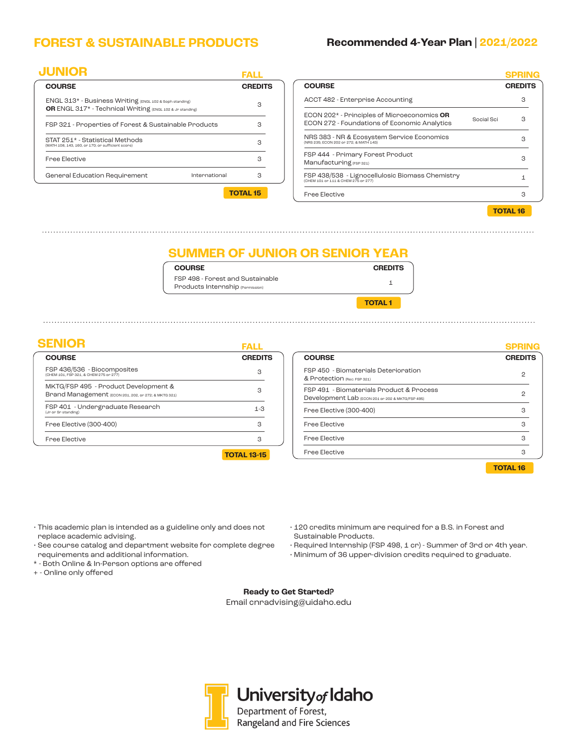# FOREST & SUSTAINABLE PRODUCTS

**Recommended 4-Year Plan | 2021/2022**

## JUNIOR

### FALL

| COURSE | | CREDITS |
|---|---|---|
| ENGL 313* - Business Writing (ENGL 102 & Soph standing) **OR** ENGL 317* - Technical Writing (ENGL 102 & Jr standing) | | 3 |
| FSP 321 - Properties of Forest & Sustainable Products | | 3 |
| STAT 251* - Statistical Methods (MATH 108, 143, 160, or 170; or sufficient score) | | 3 |
| Free Elective | | 3 |
| General Education Requirement | International | 3 |

**TOTAL 15**

### SPRING

| COURSE | | CREDITS |
|---|---|---|
| ACCT 482 - Enterprise Accounting | | 3 |
| ECON 202* - Principles of Microeconomics **OR** ECON 272 - Foundations of Economic Analytics | Social Sci | 3 |
| NRS 383 - NR & Ecosystem Service Economics (NRS 235; ECON 202 or 272; & MATH 143) | | 3 |
| FSP 444 - Primary Forest Product Manufacturing (FSP 321) | | 3 |
| FSP 438/538 - Lignocellulosic Biomass Chemistry (CHEM 101 or 111 & CHEM 275 or 277) | | 1 |
| Free Elective | | 3 |

**TOTAL 16**

## SUMMER OF JUNIOR OR SENIOR YEAR

| COURSE | CREDITS |
|---|---|
| FSP 498 - Forest and Sustainable Products Internship (Permission) | 1 |

**TOTAL 1**

## SENIOR

### FALL

| COURSE | CREDITS |
|---|---|
| FSP 436/536 - Biocomposites (CHEM 101, FSP 321, & CHEM 275 or 277) | 3 |
| MKTG/FSP 495 - Product Development & Brand Management (ECON 201, 202, or 272; & MKTG 321) | 3 |
| FSP 401 - Undergraduate Research (Jr or Sr standing) | 1-3 |
| Free Elective (300-400) | 3 |
| Free Elective | 3 |

**TOTAL 13-15**

### SPRING

| COURSE | CREDITS |
|---|---|
| FSP 450 - Biomaterials Deterioration & Protection (Rec: FSP 321) | 2 |
| FSP 491 - Biomaterials Product & Process Development Lab (ECON 201 or 202 & MKTG/FSP 495) | 2 |
| Free Elective (300-400) | 3 |
| Free Elective | 3 |
| Free Elective | 3 |
| Free Elective | 3 |

**TOTAL 16**

- This academic plan is intended as a guideline only and does not replace academic advising.
- See course catalog and department website for complete degree requirements and additional information.
- \* - Both Online & In-Person options are offered
- \+ - Online only offered
- 120 credits minimum are required for a B.S. in Forest and Sustainable Products.
- Required Internship (FSP 498, 1 cr) - Summer of 3rd or 4th year.
- Minimum of 36 upper-division credits required to graduate.

**Ready to Get Started?**
Email cnradvising@uidaho.edu

University of Idaho
Department of Forest, Rangeland and Fire Sciences